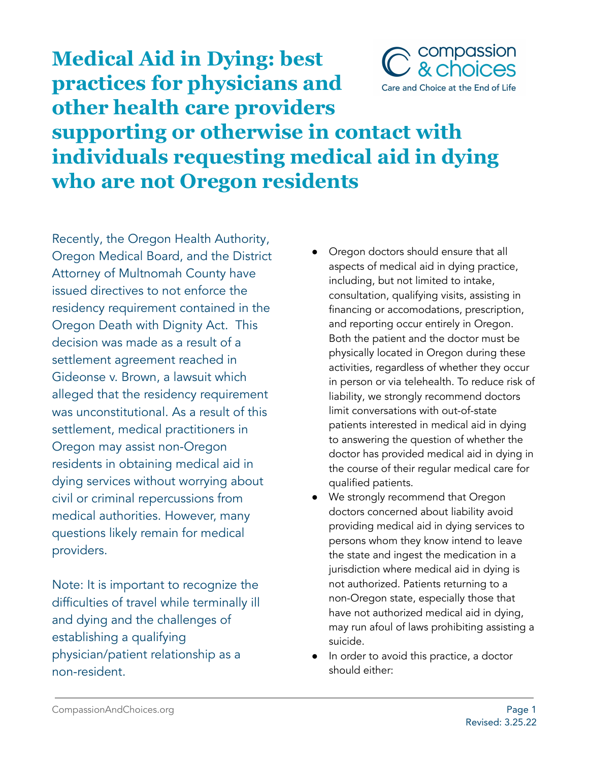# Medical Aid in Dying: best practices for physicians and other health care providers supporting or otherwise in contact with individuals requesting medical aid in dying who are not Oregon residents

compassion & choices
Care and Choice at the End of Life

Recently, the Oregon Health Authority, Oregon Medical Board, and the District Attorney of Multnomah County have issued directives to not enforce the residency requirement contained in the Oregon Death with Dignity Act. This decision was made as a result of a settlement agreement reached in Gideonse v. Brown, a lawsuit which alleged that the residency requirement was unconstitutional. As a result of this settlement, medical practitioners in Oregon may assist non-Oregon residents in obtaining medical aid in dying services without worrying about civil or criminal repercussions from medical authorities. However, many questions likely remain for medical providers.

Note: It is important to recognize the difficulties of travel while terminally ill and dying and the challenges of establishing a qualifying physician/patient relationship as a non-resident.

- Oregon doctors should ensure that all aspects of medical aid in dying practice, including, but not limited to intake, consultation, qualifying visits, assisting in financing or accomodations, prescription, and reporting occur entirely in Oregon. Both the patient and the doctor must be physically located in Oregon during these activities, regardless of whether they occur in person or via telehealth. To reduce risk of liability, we strongly recommend doctors limit conversations with out-of-state patients interested in medical aid in dying to answering the question of whether the doctor has provided medical aid in dying in the course of their regular medical care for qualified patients.
- We strongly recommend that Oregon doctors concerned about liability avoid providing medical aid in dying services to persons whom they know intend to leave the state and ingest the medication in a jurisdiction where medical aid in dying is not authorized. Patients returning to a non-Oregon state, especially those that have not authorized medical aid in dying, may run afoul of laws prohibiting assisting a suicide.
- In order to avoid this practice, a doctor should either: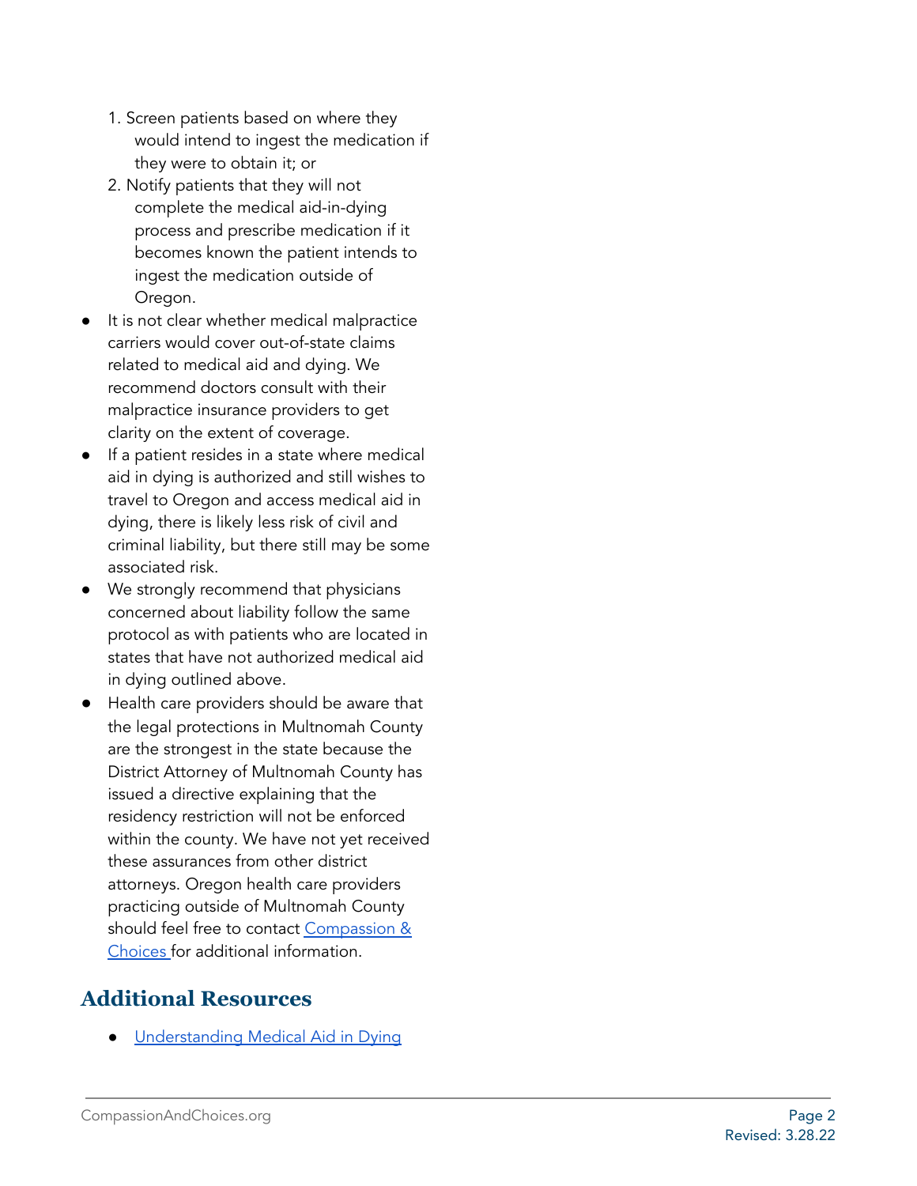1. Screen patients based on where they would intend to ingest the medication if they were to obtain it; or
2. Notify patients that they will not complete the medical aid-in-dying process and prescribe medication if it becomes known the patient intends to ingest the medication outside of Oregon.

- It is not clear whether medical malpractice carriers would cover out-of-state claims related to medical aid and dying. We recommend doctors consult with their malpractice insurance providers to get clarity on the extent of coverage.
- If a patient resides in a state where medical aid in dying is authorized and still wishes to travel to Oregon and access medical aid in dying, there is likely less risk of civil and criminal liability, but there still may be some associated risk.
- We strongly recommend that physicians concerned about liability follow the same protocol as with patients who are located in states that have not authorized medical aid in dying outlined above.
- Health care providers should be aware that the legal protections in Multnomah County are the strongest in the state because the District Attorney of Multnomah County has issued a directive explaining that the residency restriction will not be enforced within the county. We have not yet received these assurances from other district attorneys. Oregon health care providers practicing outside of Multnomah County should feel free to contact Compassion & Choices for additional information.

## Additional Resources

- Understanding Medical Aid in Dying